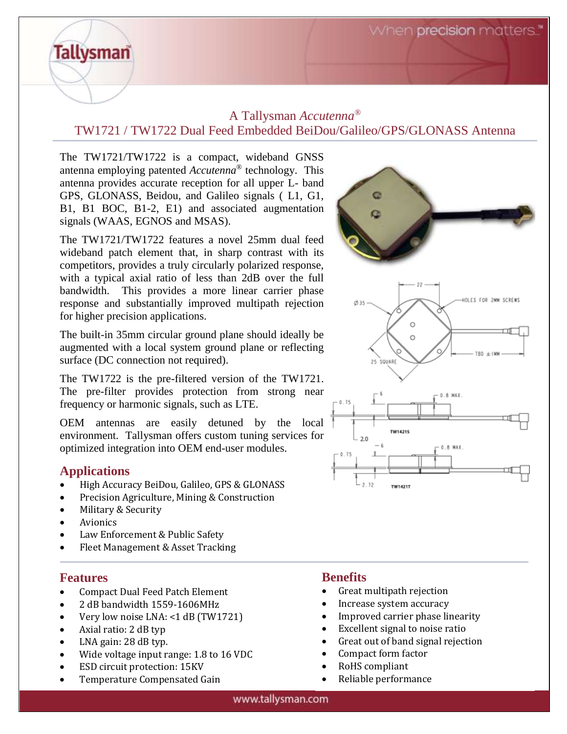# A Tallysman *Accutenna*®

## TW1721 / TW1722 Dual Feed Embedded BeiDou/Galileo/GPS/GLONASS Antenna

The TW1721/TW1722 is a compact, wideband GNSS antenna employing patented *Accutenna*® technology. This antenna provides accurate reception for all upper L- band GPS, GLONASS, Beidou, and Galileo signals ( L1, G1, B1, B1 BOC, B1-2, E1) and associated augmentation signals (WAAS, EGNOS and MSAS).

The TW1721/TW1722 features a novel 25mm dual feed wideband patch element that, in sharp contrast with its competitors, provides a truly circularly polarized response, with a typical axial ratio of less than 2dB over the full bandwidth. This provides a more linear carrier phase response and substantially improved multipath rejection for higher precision applications.

The built-in 35mm circular ground plane should ideally be augmented with a local system ground plane or reflecting surface (DC connection not required).

The TW1722 is the pre-filtered version of the TW1721. The pre-filter provides protection from strong near frequency or harmonic signals, such as LTE.

OEM antennas are easily detuned by the local environment. Tallysman offers custom tuning services for optimized integration into OEM end-user modules.

## Applications

- High Accuracy BeiDou, Galileo, GPS & GLONASS
- Precision Agriculture, Mining & Construction
- Military & Security
- Avionics
- Law Enforcement & Public Safety
- Fleet Management & Asset Tracking

## Features

- Compact Dual Feed Patch Element
- 2 dB bandwidth 1559-1606MHz
- Very low noise LNA: <1 dB (TW1721)
- Axial ratio: 2 dB typ
- LNA gain: 28 dB typ.
- Wide voltage input range: 1.8 to 16 VDC
- ESD circuit protection: 15KV
- Temperature Compensated Gain

## Benefits

- Great multipath rejection
- Increase system accuracy
- Improved carrier phase linearity
- Excellent signal to noise ratio
- Great out of band signal rejection
- Compact form factor
- RoHS compliant
- Reliable performance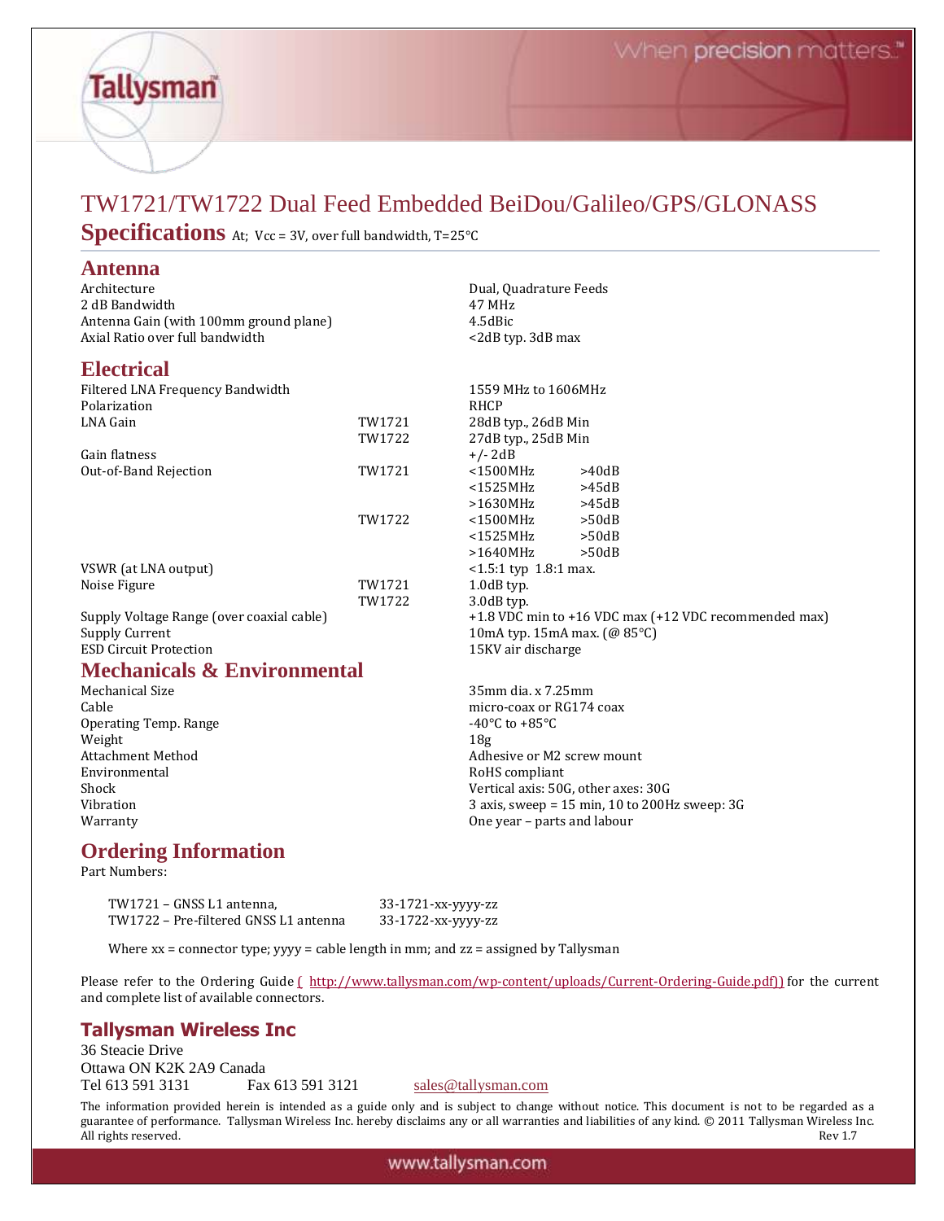# TW1721/TW1722 Dual Feed Embedded BeiDou/Galileo/GPS/GLONASS

## Specifications At; Vcc = 3V, over full bandwidth, T=25°C

## Antenna

| | | |
|---|---|---|
| Architecture | | Dual, Quadrature Feeds |
| 2 dB Bandwidth | | 47 MHz |
| Antenna Gain (with 100mm ground plane) | | 4.5dBic |
| Axial Ratio over full bandwidth | | <2dB typ. 3dB max |

## Electrical

| | | | |
|---|---|---|---|
| Filtered LNA Frequency Bandwidth | | 1559 MHz to 1606MHz | |
| Polarization | | RHCP | |
| LNA Gain | TW1721 | 28dB typ., 26dB Min | |
| | TW1722 | 27dB typ., 25dB Min | |
| Gain flatness | | +/- 2dB | |
| Out-of-Band Rejection | TW1721 | <1500MHz | >40dB |
| | | <1525MHz | >45dB |
| | | >1630MHz | >45dB |
| | TW1722 | <1500MHz | >50dB |
| | | <1525MHz | >50dB |
| | | >1640MHz | >50dB |
| VSWR (at LNA output) | | <1.5:1 typ 1.8:1 max. | |
| Noise Figure | TW1721 | 1.0dB typ. | |
| | TW1722 | 3.0dB typ. | |
| Supply Voltage Range (over coaxial cable) | | +1.8 VDC min to +16 VDC max (+12 VDC recommended max) | |
| Supply Current | | 10mA typ. 15mA max. (@ 85°C) | |
| ESD Circuit Protection | | 15KV air discharge | |

## Mechanicals & Environmental

| | |
|---|---|
| Mechanical Size | 35mm dia. x 7.25mm |
| Cable | micro-coax or RG174 coax |
| Operating Temp. Range | -40°C to +85°C |
| Weight | 18g |
| Attachment Method | Adhesive or M2 screw mount |
| Environmental | RoHS compliant |
| Shock | Vertical axis: 50G, other axes: 30G |
| Vibration | 3 axis, sweep = 15 min, 10 to 200Hz sweep: 3G |
| Warranty | One year – parts and labour |

## Ordering Information

Part Numbers:

| | |
|---|---|
| TW1721 – GNSS L1 antenna, | 33-1721-xx-yyyy-zz |
| TW1722 – Pre-filtered GNSS L1 antenna | 33-1722-xx-yyyy-zz |

Where xx = connector type; yyyy = cable length in mm; and zz = assigned by Tallysman

Please refer to the Ordering Guide ( http://www.tallysman.com/wp-content/uploads/Current-Ordering-Guide.pdf)) for the current and complete list of available connectors.

## Tallysman Wireless Inc

36 Steacie Drive
Ottawa ON K2K 2A9 Canada
Tel 613 591 3131 Fax 613 591 3121 sales@tallysman.com

The information provided herein is intended as a guide only and is subject to change without notice. This document is not to be regarded as a guarantee of performance. Tallysman Wireless Inc. hereby disclaims any or all warranties and liabilities of any kind. © 2011 Tallysman Wireless Inc. All rights reserved. Rev 1.7